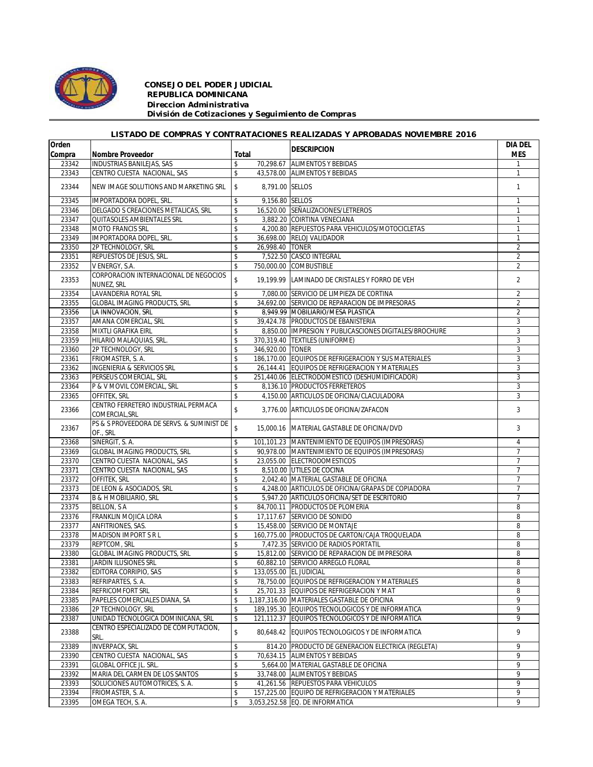**CONSEJO DEL PODER JUDICIAL**
**REPUBLICA DOMINICANA**
***Direccion Administrativa***
***División de Cotizaciones y Seguimiento de Compras***

## LISTADO DE COMPRAS Y CONTRATACIONES REALIZADAS Y APROBADAS NOVIEMBRE 2016

| Orden Compra | Nombre Proveedor | Total | | DESCRIPCION | DIA DEL MES |
|---|---|---|---|---|---|
| 23342 | INDUSTRIAS BANILEJAS, SAS | $ | 70,298.67 | ALIMENTOS Y BEBIDAS | 1 |
| 23343 | CENTRO CUESTA NACIONAL, SAS | $ | 43,578.00 | ALIMENTOS Y BEBIDAS | 1 |
| 23344 | NEW IMAGE SOLUTIONS AND MARKETING SRL | $ | 8,791.00 | SELLOS | 1 |
| 23345 | IMPORTADORA DOPEL, SRL. | $ | 9,156.80 | SELLOS | 1 |
| 23346 | DELGADO S CREACIONES METALICAS, SRL | $ | 16,520.00 | SEÑALIZACIONES/LETREROS | 1 |
| 23347 | QUITASOLES AMBIENTALES SRL | $ | 3,882.20 | COIRTINA VENECIANA | 1 |
| 23348 | MOTO FRANCIS SRL | $ | 4,200.80 | REPUESTOS PARA VEHICULOS/MOTOCICLETAS | 1 |
| 23349 | IMPORTADORA DOPEL, SRL. | $ | 36,698.00 | RELOJ VALIDADOR | 1 |
| 23350 | 2P TECHNOLOGY, SRL | $ | 26,998.40 | TONER | 2 |
| 23351 | REPUESTOS DE JESUS, SRL. | $ | 7,522.50 | CASCO INTEGRAL | 2 |
| 23352 | V ENERGY, S.A. | $ | 750,000.00 | COMBUSTIBLE | 2 |
| 23353 | CORPORACION INTERNACIONAL DE NEGOCIOS NUNEZ, SRL | $ | 19,199.99 | LAMINADO DE CRISTALES Y FORRO DE VEH | 2 |
| 23354 | LAVANDERIA ROYAL SRL | $ | 7,080.00 | SERVICIO DE LIMPIEZA DE CORTINA | 2 |
| 23355 | GLOBAL IMAGING PRODUCTS, SRL | $ | 34,692.00 | SERVICIO DE REPARACION DE IMPRESORAS | 2 |
| 23356 | LA INNOVACION, SRL | $ | 8,949.99 | MOBILIARIO/MESA PLASTICA | 2 |
| 23357 | AMANA COMERCIAL, SRL | $ | 39,424.78 | PRODUCTOS DE EBANISTERIA | 3 |
| 23358 | MIXTLI GRAFIKA EIRL | $ | 8,850.00 | IMPRESION Y PUBLICASCIONES DIGITALES/BROCHURE | 3 |
| 23359 | HILARIO MALAQUIAS, SRL. | $ | 370,319.40 | TEXTILES (UNIFORME) | 3 |
| 23360 | 2P TECHNOLOGY, SRL | $ | 346,920.00 | TONER | 3 |
| 23361 | FRIOMASTER, S. A. | $ | 186,170.00 | EQUIPOS DE REFRIGERACION Y SUS MATERIALES | 3 |
| 23362 | INGENIERIA & SERVICIOS SRL | $ | 26,144.41 | EQUIPOS DE REFRIGERACION Y MATERIALES | 3 |
| 23363 | PERSEUS COMERCIAL, SRL | $ | 251,440.06 | ELECTRODOMESTICO (DESHUMIDIFICADOR) | 3 |
| 23364 | P & V MOVIL COMERCIAL, SRL | $ | 8,136.10 | PRODUCTOS FERRETEROS | 3 |
| 23365 | OFFITEK, SRL | $ | 4,150.00 | ARTICULOS DE OFICINA/CLACULADORA | 3 |
| 23366 | CENTRO FERRETERO INDUSTRIAL PERMACA COMERCIAL,SRL | $ | 3,776.00 | ARTICULOS DE OFICINA/ZAFACON | 3 |
| 23367 | PS & S PROVEEDORA DE SERVS. & SUMINIST DE OF., SRL | $ | 15,000.16 | MATERIAL GASTABLE DE OFICINA/DVD | 3 |
| 23368 | SINERGIT, S. A. | $ | 101,101.23 | MANTENIMIENTO DE EQUIPOS (IMPRESORAS) | 4 |
| 23369 | GLOBAL IMAGING PRODUCTS, SRL | $ | 90,978.00 | MANTENIMIENTO DE EQUIPOS (IMPRESORAS) | 7 |
| 23370 | CENTRO CUESTA NACIONAL, SAS | $ | 23,055.00 | ELECTRODOMESTICOS | 7 |
| 23371 | CENTRO CUESTA NACIONAL, SAS | $ | 8,510.00 | UTILES DE COCINA | 7 |
| 23372 | OFFITEK, SRL | $ | 2,042.40 | MATERIAL GASTABLE DE OFICINA | 7 |
| 23373 | DE LEON & ASOCIADOS, SRL | $ | 4,248.00 | ARTICULOS DE OFICINA/GRAPAS DE COPIADORA | 7 |
| 23374 | B & H MOBILIARIO, SRL | $ | 5,947.20 | ARTICULOS OFICINA/SET DE ESCRITORIO | 7 |
| 23375 | BELLON, S A | $ | 84,700.11 | PRODUCTOS DE PLOMERIA | 8 |
| 23376 | FRANKLIN MOJICA LORA | $ | 17,117.67 | SERVICIO DE SONIDO | 8 |
| 23377 | ANFITRIONES, SAS. | $ | 15,458.00 | SERVICIO DE MONTAJE | 8 |
| 23378 | MADISON IMPORT S R L | $ | 160,775.00 | PRODUCTOS DE CARTON/CAJA TROQUELADA | 8 |
| 23379 | REPTCOM, SRL | $ | 7,472.35 | SERVICIO DE RADIOS PORTATIL | 8 |
| 23380 | GLOBAL IMAGING PRODUCTS, SRL | $ | 15,812.00 | SERVICIO DE REPARACION DE IMPRESORA | 8 |
| 23381 | JARDIN ILUSIONES SRL | $ | 60,882.10 | SERVICIO ARREGLO FLORAL | 8 |
| 23382 | EDITORA CORRIPIO, SAS | $ | 133,055.00 | EL JUDICIAL | 8 |
| 23383 | REFRIPARTES, S. A. | $ | 78,750.00 | EQUIPOS DE REFRIGERACION Y MATERIALES | 8 |
| 23384 | REFRICOMFORT SRL | $ | 25,701.33 | EQUIPOS DE REFRIGERACION Y MAT | 8 |
| 23385 | PAPELES COMERCIALES DIANA, SA | $ | 1,187,316.00 | MATERIALES GASTABLE DE OFICINA | 9 |
| 23386 | 2P TECHNOLOGY, SRL | $ | 189,195.30 | EQUIPOS TECNOLOGICOS Y DE INFORMATICA | 9 |
| 23387 | UNIDAD TECNOLOGICA DOMINICANA, SRL | $ | 121,112.37 | EQUIPOS TECNOLOGICOS Y DE INFORMATICA | 9 |
| 23388 | CENTRO ESPECIALIZADO DE COMPUTACION, SRL. | $ | 80,648.42 | EQUIPOS TECNOLOGICOS Y DE INFORMATICA | 9 |
| 23389 | INVERPACK, SRL | $ | 814.20 | PRODUCTO DE GENERACION ELECTRICA (REGLETA) | 9 |
| 23390 | CENTRO CUESTA NACIONAL, SAS | $ | 70,634.15 | ALIMENTOS Y BEBIDAS | 9 |
| 23391 | GLOBAL OFFICE JL. SRL. | $ | 5,664.00 | MATERIAL GASTABLE DE OFICINA | 9 |
| 23392 | MARIA DEL CARMEN DE LOS SANTOS | $ | 33,748.00 | ALIMENTOS Y BEBIDAS | 9 |
| 23393 | SOLUCIONES AUTOMOTRICES, S. A. | $ | 41,261.56 | REPUESTOS PARA VEHICULOS | 9 |
| 23394 | FRIOMASTER, S. A. | $ | 157,225.00 | EQUIPO DE REFRIGERACION Y MATERIALES | 9 |
| 23395 | OMEGA TECH, S. A. | $ | 3,053,252.58 | EQ. DE INFORMATICA | 9 |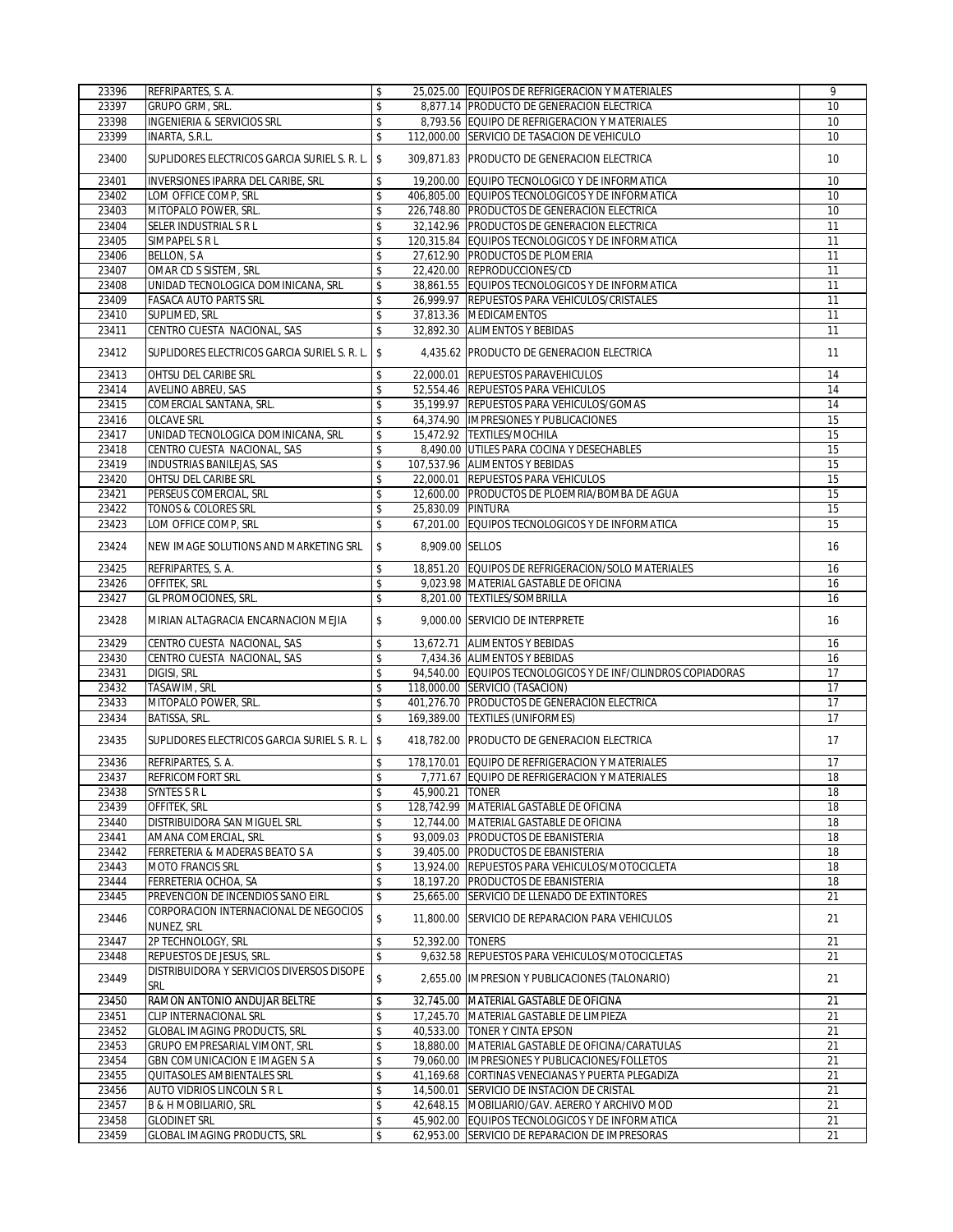| | | | | | |
|---|---|---|---|---|---|
| 23396 | REFRIPARTES, S. A. | $ | 25,025.00 | EQUIPOS DE REFRIGERACION Y MATERIALES | 9 |
| 23397 | GRUPO GRM, SRL. | $ | 8,877.14 | PRODUCTO DE GENERACION ELECTRICA | 10 |
| 23398 | INGENIERIA & SERVICIOS SRL | $ | 8,793.56 | EQUIPO DE REFRIGERACION Y MATERIALES | 10 |
| 23399 | INARTA, S.R.L. | $ | 112,000.00 | SERVICIO DE TASACION DE VEHICULO | 10 |
| 23400 | SUPLIDORES ELECTRICOS GARCIA SURIEL S. R. L. | $ | 309,871.83 | PRODUCTO DE GENERACION ELECTRICA | 10 |
| 23401 | INVERSIONES IPARRA DEL CARIBE, SRL | $ | 19,200.00 | EQUIPO TECNOLOGICO Y DE INFORMATICA | 10 |
| 23402 | LOM OFFICE COMP, SRL | $ | 406,805.00 | EQUIPOS TECNOLOGICOS Y DE INFORMATICA | 10 |
| 23403 | MITOPALO POWER, SRL. | $ | 226,748.80 | PRODUCTOS DE GENERACION ELECTRICA | 10 |
| 23404 | SELER INDUSTRIAL S R L | $ | 32,142.96 | PRODUCTOS DE GENERACION ELECTRICA | 11 |
| 23405 | SIMPAPEL S R L | $ | 120,315.84 | EQUIPOS TECNOLOGICOS Y DE INFORMATICA | 11 |
| 23406 | BELLON, S A | $ | 27,612.90 | PRODUCTOS DE PLOMERIA | 11 |
| 23407 | OMAR CD S SISTEM, SRL | $ | 22,420.00 | REPRODUCCIONES/CD | 11 |
| 23408 | UNIDAD TECNOLOGICA DOMINICANA, SRL | $ | 38,861.55 | EQUIPOS TECNOLOGICOS Y DE INFORMATICA | 11 |
| 23409 | FASACA AUTO PARTS SRL | $ | 26,999.97 | REPUESTOS PARA VEHICULOS/CRISTALES | 11 |
| 23410 | SUPLIMED, SRL | $ | 37,813.36 | MEDICAMENTOS | 11 |
| 23411 | CENTRO CUESTA NACIONAL, SAS | $ | 32,892.30 | ALIMENTOS Y BEBIDAS | 11 |
| 23412 | SUPLIDORES ELECTRICOS GARCIA SURIEL S. R. L. | $ | 4,435.62 | PRODUCTO DE GENERACION ELECTRICA | 11 |
| 23413 | OHTSU DEL CARIBE SRL | $ | 22,000.01 | REPUESTOS PARAVEHICULOS | 14 |
| 23414 | AVELINO ABREU, SAS | $ | 52,554.46 | REPUESTOS PARA VEHICULOS | 14 |
| 23415 | COMERCIAL SANTANA, SRL. | $ | 35,199.97 | REPUESTOS PARA VEHICULOS/GOMAS | 14 |
| 23416 | OLCAVE SRL | $ | 64,374.90 | IMPRESIONES Y PUBLICACIONES | 15 |
| 23417 | UNIDAD TECNOLOGICA DOMINICANA, SRL | $ | 15,472.92 | TEXTILES/MOCHILA | 15 |
| 23418 | CENTRO CUESTA NACIONAL, SAS | $ | 8,490.00 | UTILES PARA COCINA Y DESECHABLES | 15 |
| 23419 | INDUSTRIAS BANILEJAS, SAS | $ | 107,537.96 | ALIMENTOS Y BEBIDAS | 15 |
| 23420 | OHTSU DEL CARIBE SRL | $ | 22,000.01 | REPUESTOS PARA VEHICULOS | 15 |
| 23421 | PERSEUS COMERCIAL, SRL | $ | 12,600.00 | PRODUCTOS DE PLOEMRIA/BOMBA DE AGUA | 15 |
| 23422 | TONOS & COLORES SRL | $ | 25,830.09 | PINTURA | 15 |
| 23423 | LOM OFFICE COMP, SRL | $ | 67,201.00 | EQUIPOS TECNOLOGICOS Y DE INFORMATICA | 15 |
| 23424 | NEW IMAGE SOLUTIONS AND MARKETING SRL | $ | 8,909.00 | SELLOS | 16 |
| 23425 | REFRIPARTES, S. A. | $ | 18,851.20 | EQUIPOS DE REFRIGERACION/SOLO MATERIALES | 16 |
| 23426 | OFFITEK, SRL | $ | 9,023.98 | MATERIAL GASTABLE DE OFICINA | 16 |
| 23427 | GL PROMOCIONES, SRL. | $ | 8,201.00 | TEXTILES/SOMBRILLA | 16 |
| 23428 | MIRIAN ALTAGRACIA ENCARNACION MEJIA | $ | 9,000.00 | SERVICIO DE INTERPRETE | 16 |
| 23429 | CENTRO CUESTA NACIONAL, SAS | $ | 13,672.71 | ALIMENTOS Y BEBIDAS | 16 |
| 23430 | CENTRO CUESTA NACIONAL, SAS | $ | 7,434.36 | ALIMENTOS Y BEBIDAS | 16 |
| 23431 | DIGISI, SRL | $ | 94,540.00 | EQUIPOS TECNOLOGICOS Y DE INF/CILINDROS COPIADORAS | 17 |
| 23432 | TASAWIM, SRL | $ | 118,000.00 | SERVICIO (TASACION) | 17 |
| 23433 | MITOPALO POWER, SRL. | $ | 401,276.70 | PRODUCTOS DE GENERACION ELECTRICA | 17 |
| 23434 | BATISSA, SRL. | $ | 169,389.00 | TEXTILES (UNIFORMES) | 17 |
| 23435 | SUPLIDORES ELECTRICOS GARCIA SURIEL S. R. L. | $ | 418,782.00 | PRODUCTO DE GENERACION ELECTRICA | 17 |
| 23436 | REFRIPARTES, S. A. | $ | 178,170.01 | EQUIPO DE REFRIGERACION Y MATERIALES | 17 |
| 23437 | REFRICOMFORT SRL | $ | 7,771.67 | EQUIPO DE REFRIGERACION Y MATERIALES | 18 |
| 23438 | SYNTES S R L | $ | 45,900.21 | TONER | 18 |
| 23439 | OFFITEK, SRL | $ | 128,742.99 | MATERIAL GASTABLE DE OFICINA | 18 |
| 23440 | DISTRIBUIDORA SAN MIGUEL SRL | $ | 12,744.00 | MATERIAL GASTABLE DE OFICINA | 18 |
| 23441 | AMANA COMERCIAL, SRL | $ | 93,009.03 | PRODUCTOS DE EBANISTERIA | 18 |
| 23442 | FERRETERIA & MADERAS BEATO S A | $ | 39,405.00 | PRODUCTOS DE EBANISTERIA | 18 |
| 23443 | MOTO FRANCIS SRL | $ | 13,924.00 | REPUESTOS PARA VEHICULOS/MOTOCICLETA | 18 |
| 23444 | FERRETERIA OCHOA, SA | $ | 18,197.20 | PRODUCTOS DE EBANISTERIA | 18 |
| 23445 | PREVENCION DE INCENDIOS SANO EIRL | $ | 25,665.00 | SERVICIO DE LLENADO DE EXTINTORES | 21 |
| 23446 | CORPORACION INTERNACIONAL DE NEGOCIOS NUNEZ, SRL | $ | 11,800.00 | SERVICIO DE REPARACION PARA VEHICULOS | 21 |
| 23447 | 2P TECHNOLOGY, SRL | $ | 52,392.00 | TONERS | 21 |
| 23448 | REPUESTOS DE JESUS, SRL. | $ | 9,632.58 | REPUESTOS PARA VEHICULOS/MOTOCICLETAS | 21 |
| 23449 | DISTRIBUIDORA Y SERVICIOS DIVERSOS DISOPE SRL | $ | 2,655.00 | IMPRESION Y PUBLICACIONES (TALONARIO) | 21 |
| 23450 | RAMON ANTONIO ANDUJAR BELTRE | $ | 32,745.00 | MATERIAL GASTABLE DE OFICINA | 21 |
| 23451 | CLIP INTERNACIONAL SRL | $ | 17,245.70 | MATERIAL GASTABLE DE LIMPIEZA | 21 |
| 23452 | GLOBAL IMAGING PRODUCTS, SRL | $ | 40,533.00 | TONER Y CINTA EPSON | 21 |
| 23453 | GRUPO EMPRESARIAL VIMONT, SRL | $ | 18,880.00 | MATERIAL GASTABLE DE OFICINA/CARATULAS | 21 |
| 23454 | GBN COMUNICACION E IMAGEN S A | $ | 79,060.00 | IMPRESIONES Y PUBLICACIONES/FOLLETOS | 21 |
| 23455 | QUITASOLES AMBIENTALES SRL | $ | 41,169.68 | CORTINAS VENECIANAS Y PUERTA PLEGADIZA | 21 |
| 23456 | AUTO VIDRIOS LINCOLN S R L | $ | 14,500.01 | SERVICIO DE INSTACION DE CRISTAL | 21 |
| 23457 | B & H MOBILIARIO, SRL | $ | 42,648.15 | MOBILIARIO/GAV. AERERO Y ARCHIVO MOD | 21 |
| 23458 | GLODINET SRL | $ | 45,902.00 | EQUIPOS TECNOLOGICOS Y DE INFORMATICA | 21 |
| 23459 | GLOBAL IMAGING PRODUCTS, SRL | $ | 62,953.00 | SERVICIO DE REPARACION DE IMPRESORAS | 21 |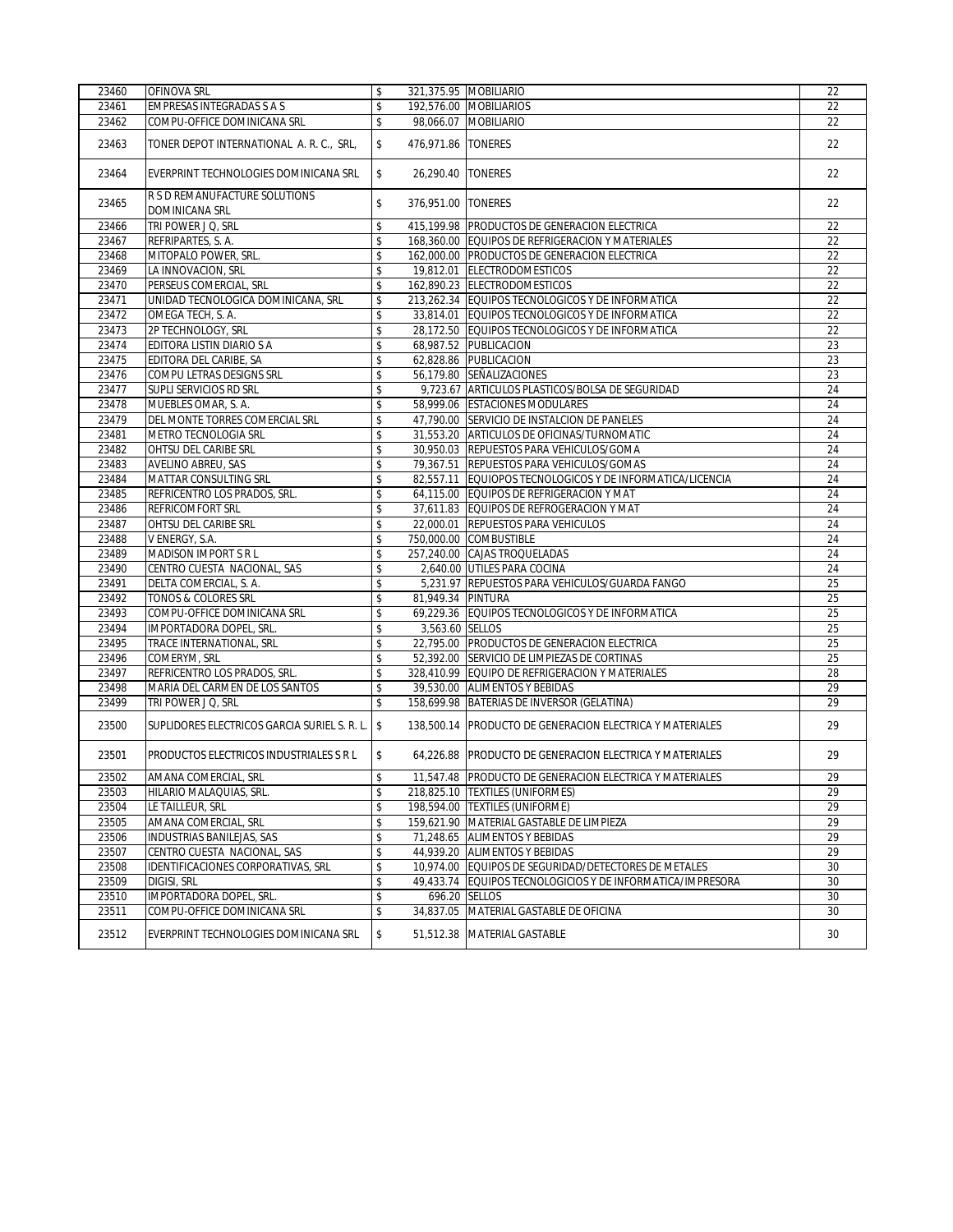| | | | | | |
|---|---|---|---|---|---|
| 23460 | OFINOVA SRL | $ | 321,375.95 | MOBILIARIO | 22 |
| 23461 | EMPRESAS INTEGRADAS S A S | $ | 192,576.00 | MOBILIARIOS | 22 |
| 23462 | COMPU-OFFICE DOMINICANA SRL | $ | 98,066.07 | MOBILIARIO | 22 |
| 23463 | TONER DEPOT INTERNATIONAL A. R. C., SRL, | $ | 476,971.86 | TONERES | 22 |
| 23464 | EVERPRINT TECHNOLOGIES DOMINICANA SRL | $ | 26,290.40 | TONERES | 22 |
| 23465 | R S D REMANUFACTURE SOLUTIONS DOMINICANA SRL | $ | 376,951.00 | TONERES | 22 |
| 23466 | TRI POWER J Q, SRL | $ | 415,199.98 | PRODUCTOS DE GENERACION ELECTRICA | 22 |
| 23467 | REFRIPARTES, S. A. | $ | 168,360.00 | EQUIPOS DE REFRIGERACION Y MATERIALES | 22 |
| 23468 | MITOPALO POWER, SRL. | $ | 162,000.00 | PRODUCTOS DE GENERACION ELECTRICA | 22 |
| 23469 | LA INNOVACION, SRL | $ | 19,812.01 | ELECTRODOMESTICOS | 22 |
| 23470 | PERSEUS COMERCIAL, SRL | $ | 162,890.23 | ELECTRODOMESTICOS | 22 |
| 23471 | UNIDAD TECNOLOGICA DOMINICANA, SRL | $ | 213,262.34 | EQUIPOS TECNOLOGICOS Y DE INFORMATICA | 22 |
| 23472 | OMEGA TECH, S. A. | $ | 33,814.01 | EQUIPOS TECNOLOGICOS Y DE INFORMATICA | 22 |
| 23473 | 2P TECHNOLOGY, SRL | $ | 28,172.50 | EQUIPOS TECNOLOGICOS Y DE INFORMATICA | 22 |
| 23474 | EDITORA LISTIN DIARIO S A | $ | 68,987.52 | PUBLICACION | 23 |
| 23475 | EDITORA DEL CARIBE, SA | $ | 62,828.86 | PUBLICACION | 23 |
| 23476 | COMPU LETRAS DESIGNS SRL | $ | 56,179.80 | SEÑALIZACIONES | 23 |
| 23477 | SUPLI SERVICIOS RD SRL | $ | 9,723.67 | ARTICULOS PLASTICOS/BOLSA DE SEGURIDAD | 24 |
| 23478 | MUEBLES OMAR, S. A. | $ | 58,999.06 | ESTACIONES MODULARES | 24 |
| 23479 | DEL MONTE TORRES COMERCIAL SRL | $ | 47,790.00 | SERVICIO DE INSTALCION DE PANELES | 24 |
| 23481 | METRO TECNOLOGIA SRL | $ | 31,553.20 | ARTICULOS DE OFICINAS/TURNOMATIC | 24 |
| 23482 | OHTSU DEL CARIBE SRL | $ | 30,950.03 | REPUESTOS PARA VEHICULOS/GOMA | 24 |
| 23483 | AVELINO ABREU, SAS | $ | 79,367.51 | REPUESTOS PARA VEHICULOS/GOMAS | 24 |
| 23484 | MATTAR CONSULTING SRL | $ | 82,557.11 | EQUIOPOS TECNOLOGICOS Y DE INFORMATICA/LICENCIA | 24 |
| 23485 | REFRICENTRO LOS PRADOS, SRL. | $ | 64,115.00 | EQUIPOS DE REFRIGERACION Y MAT | 24 |
| 23486 | REFRICOMFORT SRL | $ | 37,611.83 | EQUIPOS DE REFROGERACION Y MAT | 24 |
| 23487 | OHTSU DEL CARIBE SRL | $ | 22,000.01 | REPUESTOS PARA VEHICULOS | 24 |
| 23488 | V ENERGY, S.A. | $ | 750,000.00 | COMBUSTIBLE | 24 |
| 23489 | MADISON IMPORT S R L | $ | 257,240.00 | CAJAS TROQUELADAS | 24 |
| 23490 | CENTRO CUESTA NACIONAL, SAS | $ | 2,640.00 | UTILES PARA COCINA | 24 |
| 23491 | DELTA COMERCIAL, S. A. | $ | 5,231.97 | REPUESTOS PARA VEHICULOS/GUARDA FANGO | 25 |
| 23492 | TONOS & COLORES SRL | $ | 81,949.34 | PINTURA | 25 |
| 23493 | COMPU-OFFICE DOMINICANA SRL | $ | 69,229.36 | EQUIPOS TECNOLOGICOS Y DE INFORMATICA | 25 |
| 23494 | IMPORTADORA DOPEL, SRL. | $ | 3,563.60 | SELLOS | 25 |
| 23495 | TRACE INTERNATIONAL, SRL | $ | 22,795.00 | PRODUCTOS DE GENERACION ELECTRICA | 25 |
| 23496 | COMERYM, SRL | $ | 52,392.00 | SERVICIO DE LIMPIEZAS DE CORTINAS | 25 |
| 23497 | REFRICENTRO LOS PRADOS, SRL. | $ | 328,410.99 | EQUIPO DE REFRIGERACION Y MATERIALES | 28 |
| 23498 | MARIA DEL CARMEN DE LOS SANTOS | $ | 39,530.00 | ALIMENTOS Y BEBIDAS | 29 |
| 23499 | TRI POWER J Q, SRL | $ | 158,699.98 | BATERIAS DE INVERSOR (GELATINA) | 29 |
| 23500 | SUPLIDORES ELECTRICOS GARCIA SURIEL S. R. L. | $ | 138,500.14 | PRODUCTO DE GENERACION ELECTRICA Y MATERIALES | 29 |
| 23501 | PRODUCTOS ELECTRICOS INDUSTRIALES S R L | $ | 64,226.88 | PRODUCTO DE GENERACION ELECTRICA Y MATERIALES | 29 |
| 23502 | AMANA COMERCIAL, SRL | $ | 11,547.48 | PRODUCTO DE GENERACION ELECTRICA Y MATERIALES | 29 |
| 23503 | HILARIO MALAQUIAS, SRL. | $ | 218,825.10 | TEXTILES (UNIFORMES) | 29 |
| 23504 | LE TAILLEUR, SRL | $ | 198,594.00 | TEXTILES (UNIFORME) | 29 |
| 23505 | AMANA COMERCIAL, SRL | $ | 159,621.90 | MATERIAL GASTABLE DE LIMPIEZA | 29 |
| 23506 | INDUSTRIAS BANILEJAS, SAS | $ | 71,248.65 | ALIMENTOS Y BEBIDAS | 29 |
| 23507 | CENTRO CUESTA NACIONAL, SAS | $ | 44,939.20 | ALIMENTOS Y BEBIDAS | 29 |
| 23508 | IDENTIFICACIONES CORPORATIVAS, SRL | $ | 10,974.00 | EQUIPOS DE SEGURIDAD/DETECTORES DE METALES | 30 |
| 23509 | DIGISI, SRL | $ | 49,433.74 | EQUIPOS TECNOLOGICIOS Y DE INFORMATICA/IMPRESORA | 30 |
| 23510 | IMPORTADORA DOPEL, SRL. | $ | 696.20 | SELLOS | 30 |
| 23511 | COMPU-OFFICE DOMINICANA SRL | $ | 34,837.05 | MATERIAL GASTABLE DE OFICINA | 30 |
| 23512 | EVERPRINT TECHNOLOGIES DOMINICANA SRL | $ | 51,512.38 | MATERIAL GASTABLE | 30 |